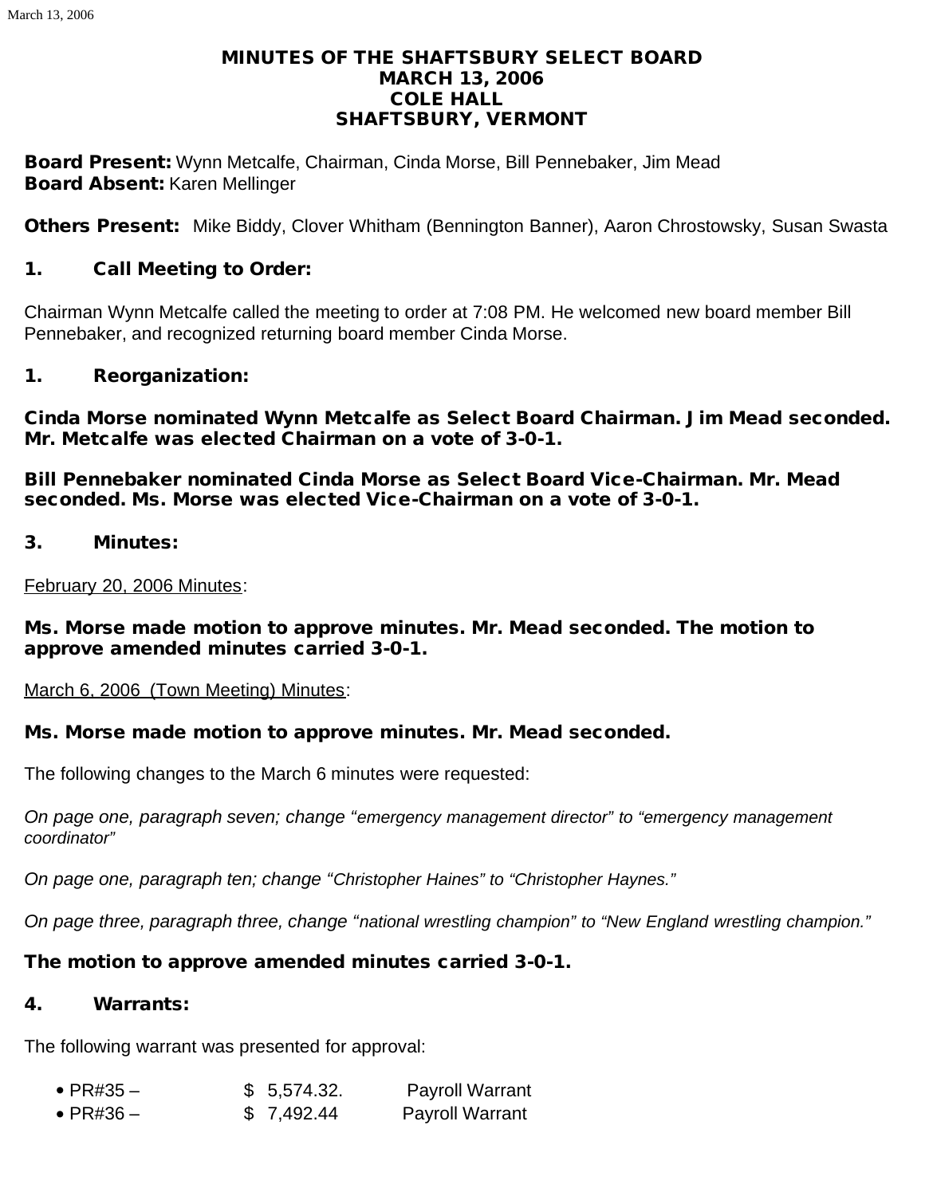# MINUTES OF THE SHAFTSBURY SELECT BOARD
# MARCH 13, 2006
# COLE HALL
# SHAFTSBURY, VERMONT

**Board Present:** Wynn Metcalfe, Chairman, Cinda Morse, Bill Pennebaker, Jim Mead
**Board Absent:** Karen Mellinger

**Others Present:** Mike Biddy, Clover Whitham (Bennington Banner), Aaron Chrostowsky, Susan Swasta

## 1. Call Meeting to Order:

Chairman Wynn Metcalfe called the meeting to order at 7:08 PM. He welcomed new board member Bill Pennebaker, and recognized returning board member Cinda Morse.

## 1. Reorganization:

**Cinda Morse nominated Wynn Metcalfe as Select Board Chairman. Jim Mead seconded. Mr. Metcalfe was elected Chairman on a vote of 3-0-1.**

**Bill Pennebaker nominated Cinda Morse as Select Board Vice-Chairman. Mr. Mead seconded. Ms. Morse was elected Vice-Chairman on a vote of 3-0-1.**

## 3. Minutes:

February 20, 2006 Minutes:

**Ms. Morse made motion to approve minutes. Mr. Mead seconded. The motion to approve amended minutes carried 3-0-1.**

March 6, 2006 (Town Meeting) Minutes:

**Ms. Morse made motion to approve minutes. Mr. Mead seconded.**

The following changes to the March 6 minutes were requested:

*On page one, paragraph seven; change "emergency management director" to "emergency management coordinator"*

*On page one, paragraph ten; change "Christopher Haines" to "Christopher Haynes."*

*On page three, paragraph three, change "national wrestling champion" to "New England wrestling champion."*

**The motion to approve amended minutes carried 3-0-1.**

## 4. Warrants:

The following warrant was presented for approval:

- PR#35 – $ 5,574.32. Payroll Warrant
- PR#36 – $ 7,492.44 Payroll Warrant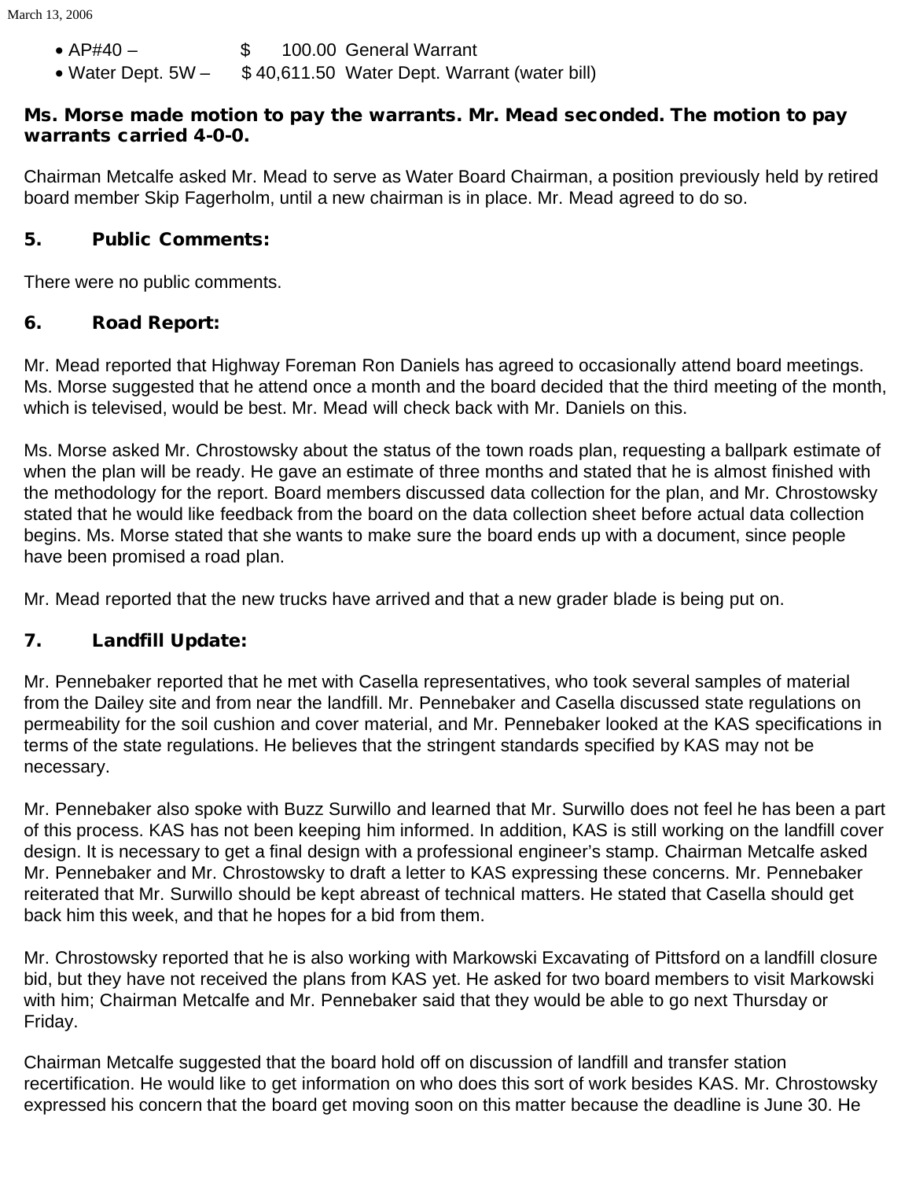- AP#40 – $ 100.00 General Warrant
- Water Dept. 5W – $ 40,611.50 Water Dept. Warrant (water bill)

**Ms. Morse made motion to pay the warrants. Mr. Mead seconded. The motion to pay warrants carried 4-0-0.**

Chairman Metcalfe asked Mr. Mead to serve as Water Board Chairman, a position previously held by retired board member Skip Fagerholm, until a new chairman is in place. Mr. Mead agreed to do so.

## 5. Public Comments:

There were no public comments.

## 6. Road Report:

Mr. Mead reported that Highway Foreman Ron Daniels has agreed to occasionally attend board meetings. Ms. Morse suggested that he attend once a month and the board decided that the third meeting of the month, which is televised, would be best. Mr. Mead will check back with Mr. Daniels on this.

Ms. Morse asked Mr. Chrostowsky about the status of the town roads plan, requesting a ballpark estimate of when the plan will be ready. He gave an estimate of three months and stated that he is almost finished with the methodology for the report. Board members discussed data collection for the plan, and Mr. Chrostowsky stated that he would like feedback from the board on the data collection sheet before actual data collection begins. Ms. Morse stated that she wants to make sure the board ends up with a document, since people have been promised a road plan.

Mr. Mead reported that the new trucks have arrived and that a new grader blade is being put on.

## 7. Landfill Update:

Mr. Pennebaker reported that he met with Casella representatives, who took several samples of material from the Dailey site and from near the landfill. Mr. Pennebaker and Casella discussed state regulations on permeability for the soil cushion and cover material, and Mr. Pennebaker looked at the KAS specifications in terms of the state regulations. He believes that the stringent standards specified by KAS may not be necessary.

Mr. Pennebaker also spoke with Buzz Surwillo and learned that Mr. Surwillo does not feel he has been a part of this process. KAS has not been keeping him informed. In addition, KAS is still working on the landfill cover design. It is necessary to get a final design with a professional engineer's stamp. Chairman Metcalfe asked Mr. Pennebaker and Mr. Chrostowsky to draft a letter to KAS expressing these concerns. Mr. Pennebaker reiterated that Mr. Surwillo should be kept abreast of technical matters. He stated that Casella should get back him this week, and that he hopes for a bid from them.

Mr. Chrostowsky reported that he is also working with Markowski Excavating of Pittsford on a landfill closure bid, but they have not received the plans from KAS yet. He asked for two board members to visit Markowski with him; Chairman Metcalfe and Mr. Pennebaker said that they would be able to go next Thursday or Friday.

Chairman Metcalfe suggested that the board hold off on discussion of landfill and transfer station recertification. He would like to get information on who does this sort of work besides KAS. Mr. Chrostowsky expressed his concern that the board get moving soon on this matter because the deadline is June 30. He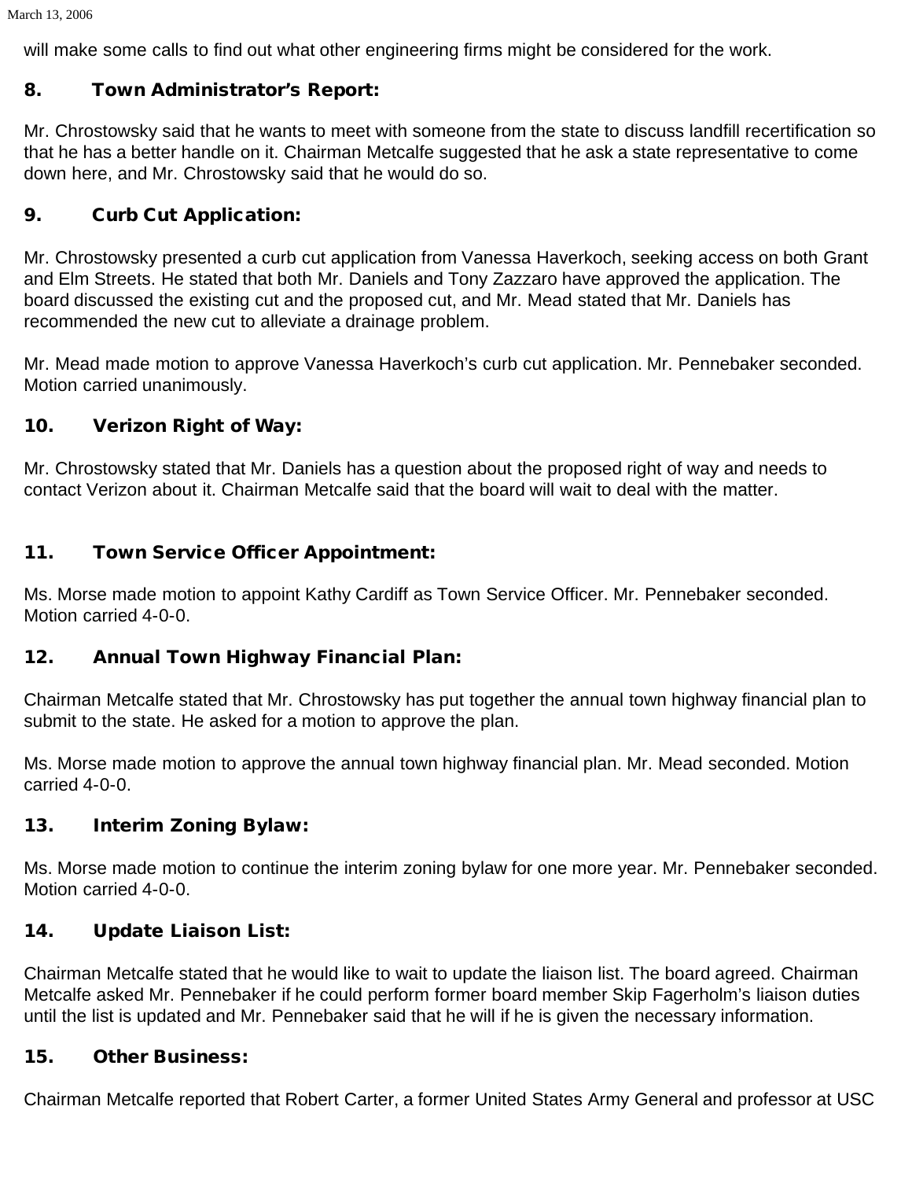will make some calls to find out what other engineering firms might be considered for the work.

## 8. Town Administrator's Report:

Mr. Chrostowsky said that he wants to meet with someone from the state to discuss landfill recertification so that he has a better handle on it. Chairman Metcalfe suggested that he ask a state representative to come down here, and Mr. Chrostowsky said that he would do so.

## 9. Curb Cut Application:

Mr. Chrostowsky presented a curb cut application from Vanessa Haverkoch, seeking access on both Grant and Elm Streets. He stated that both Mr. Daniels and Tony Zazzaro have approved the application. The board discussed the existing cut and the proposed cut, and Mr. Mead stated that Mr. Daniels has recommended the new cut to alleviate a drainage problem.

Mr. Mead made motion to approve Vanessa Haverkoch's curb cut application. Mr. Pennebaker seconded. Motion carried unanimously.

## 10. Verizon Right of Way:

Mr. Chrostowsky stated that Mr. Daniels has a question about the proposed right of way and needs to contact Verizon about it. Chairman Metcalfe said that the board will wait to deal with the matter.

## 11. Town Service Officer Appointment:

Ms. Morse made motion to appoint Kathy Cardiff as Town Service Officer. Mr. Pennebaker seconded. Motion carried 4-0-0.

## 12. Annual Town Highway Financial Plan:

Chairman Metcalfe stated that Mr. Chrostowsky has put together the annual town highway financial plan to submit to the state. He asked for a motion to approve the plan.

Ms. Morse made motion to approve the annual town highway financial plan. Mr. Mead seconded. Motion carried 4-0-0.

## 13. Interim Zoning Bylaw:

Ms. Morse made motion to continue the interim zoning bylaw for one more year. Mr. Pennebaker seconded. Motion carried 4-0-0.

## 14. Update Liaison List:

Chairman Metcalfe stated that he would like to wait to update the liaison list. The board agreed. Chairman Metcalfe asked Mr. Pennebaker if he could perform former board member Skip Fagerholm's liaison duties until the list is updated and Mr. Pennebaker said that he will if he is given the necessary information.

## 15. Other Business:

Chairman Metcalfe reported that Robert Carter, a former United States Army General and professor at USC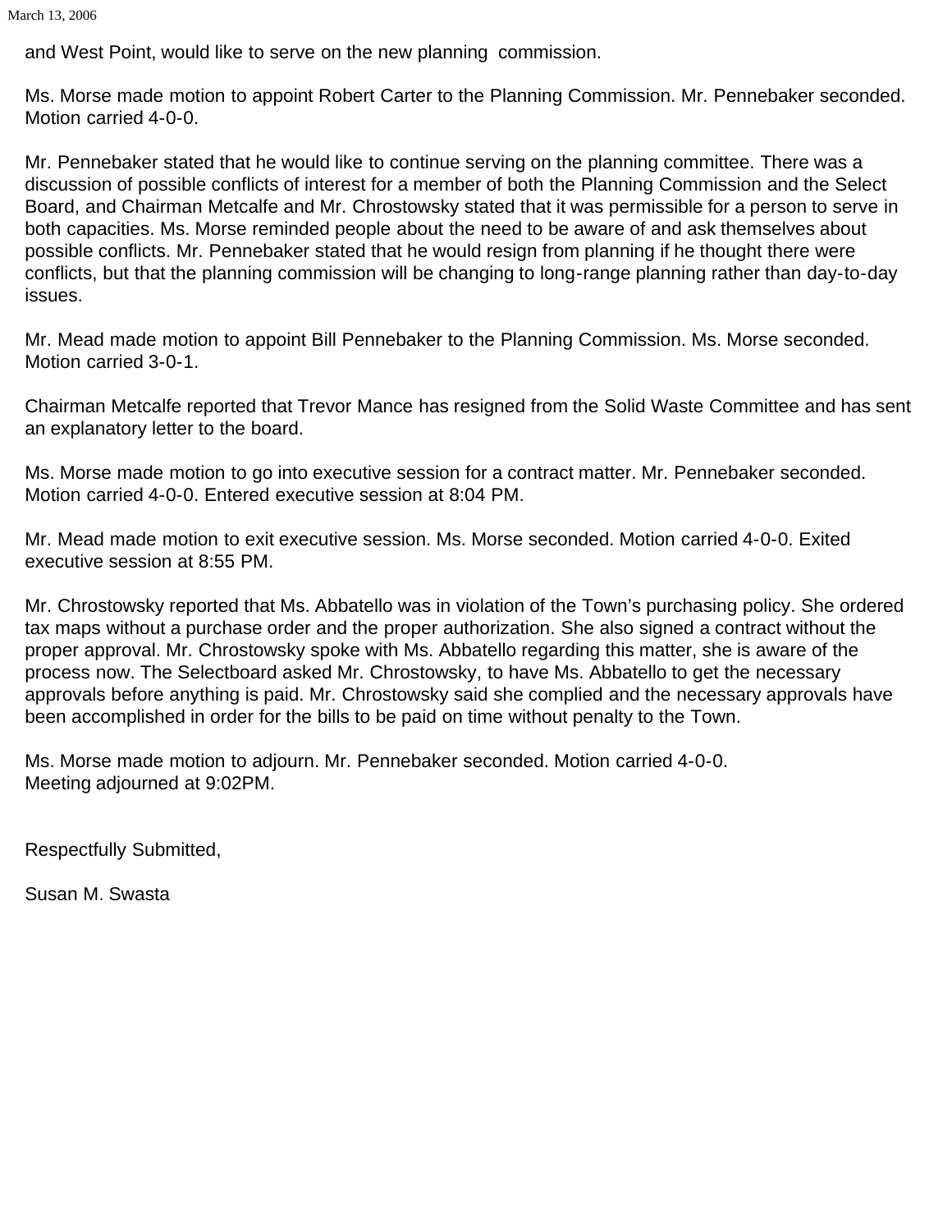and West Point, would like to serve on the new planning commission.

Ms. Morse made motion to appoint Robert Carter to the Planning Commission. Mr. Pennebaker seconded. Motion carried 4-0-0.

Mr. Pennebaker stated that he would like to continue serving on the planning committee. There was a discussion of possible conflicts of interest for a member of both the Planning Commission and the Select Board, and Chairman Metcalfe and Mr. Chrostowsky stated that it was permissible for a person to serve in both capacities. Ms. Morse reminded people about the need to be aware of and ask themselves about possible conflicts. Mr. Pennebaker stated that he would resign from planning if he thought there were conflicts, but that the planning commission will be changing to long-range planning rather than day-to-day issues.

Mr. Mead made motion to appoint Bill Pennebaker to the Planning Commission. Ms. Morse seconded. Motion carried 3-0-1.

Chairman Metcalfe reported that Trevor Mance has resigned from the Solid Waste Committee and has sent an explanatory letter to the board.

Ms. Morse made motion to go into executive session for a contract matter. Mr. Pennebaker seconded. Motion carried 4-0-0. Entered executive session at 8:04 PM.

Mr. Mead made motion to exit executive session. Ms. Morse seconded. Motion carried 4-0-0. Exited executive session at 8:55 PM.

Mr. Chrostowsky reported that Ms. Abbatello was in violation of the Town's purchasing policy. She ordered tax maps without a purchase order and the proper authorization. She also signed a contract without the proper approval. Mr. Chrostowsky spoke with Ms. Abbatello regarding this matter, she is aware of the process now. The Selectboard asked Mr. Chrostowsky, to have Ms. Abbatello to get the necessary approvals before anything is paid. Mr. Chrostowsky said she complied and the necessary approvals have been accomplished in order for the bills to be paid on time without penalty to the Town.

Ms. Morse made motion to adjourn. Mr. Pennebaker seconded. Motion carried 4-0-0.
Meeting adjourned at 9:02PM.

Respectfully Submitted,

Susan M. Swasta